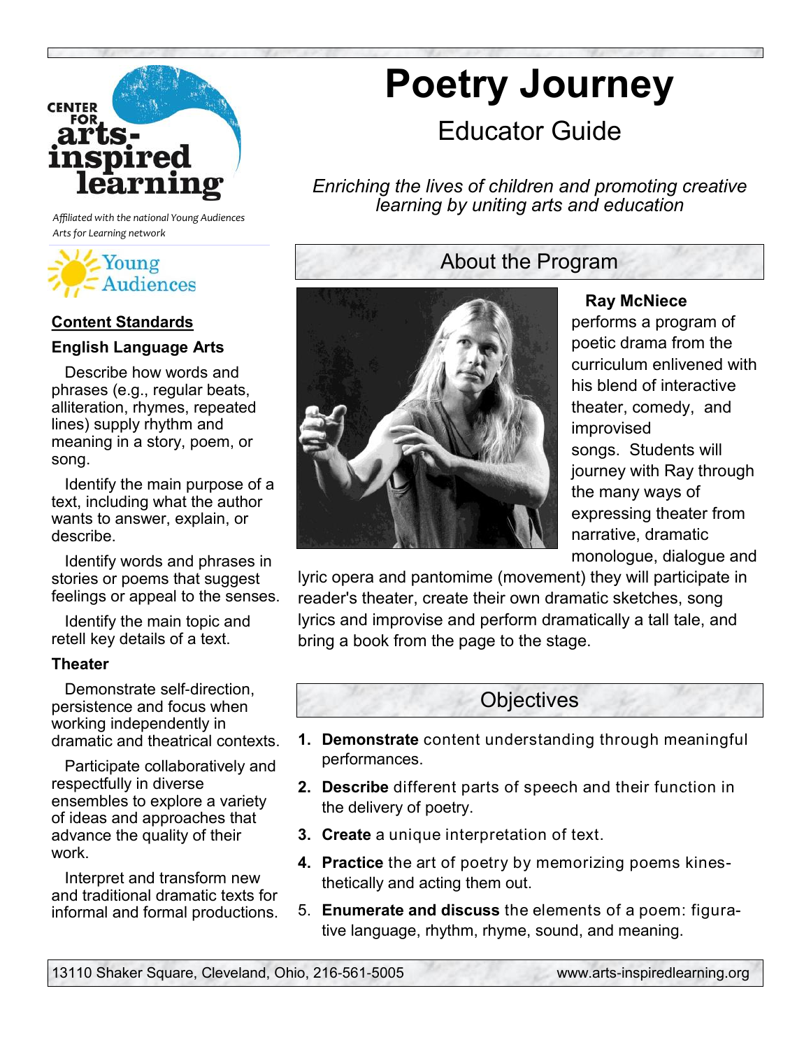CENTER FOR arts-inspired learning

*Affiliated with the national Young Audiences Arts for Learning network*

Young Audiences

# Poetry Journey

## Educator Guide

*Enriching the lives of children and promoting creative learning by uniting arts and education*

## About the Program

**Ray McNiece** performs a program of poetic drama from the curriculum enlivened with his blend of interactive theater, comedy, and improvised songs. Students will journey with Ray through the many ways of expressing theater from narrative, dramatic monologue, dialogue and lyric opera and pantomime (movement) they will participate in reader's theater, create their own dramatic sketches, song lyrics and improvise and perform dramatically a tall tale, and bring a book from the page to the stage.

## Objectives

1. **Demonstrate** content understanding through meaningful performances.
2. **Describe** different parts of speech and their function in the delivery of poetry.
3. **Create** a unique interpretation of text.
4. **Practice** the art of poetry by memorizing poems kinesthetically and acting them out.
5. **Enumerate and discuss** the elements of a poem: figurative language, rhythm, rhyme, sound, and meaning.

## Content Standards

### English Language Arts

Describe how words and phrases (e.g., regular beats, alliteration, rhymes, repeated lines) supply rhythm and meaning in a story, poem, or song.

Identify the main purpose of a text, including what the author wants to answer, explain, or describe.

Identify words and phrases in stories or poems that suggest feelings or appeal to the senses.

Identify the main topic and retell key details of a text.

### Theater

Demonstrate self-direction, persistence and focus when working independently in dramatic and theatrical contexts.

Participate collaboratively and respectfully in diverse ensembles to explore a variety of ideas and approaches that advance the quality of their work.

Interpret and transform new and traditional dramatic texts for informal and formal productions.

13110 Shaker Square, Cleveland, Ohio, 216-561-5005 www.arts-inspiredlearning.org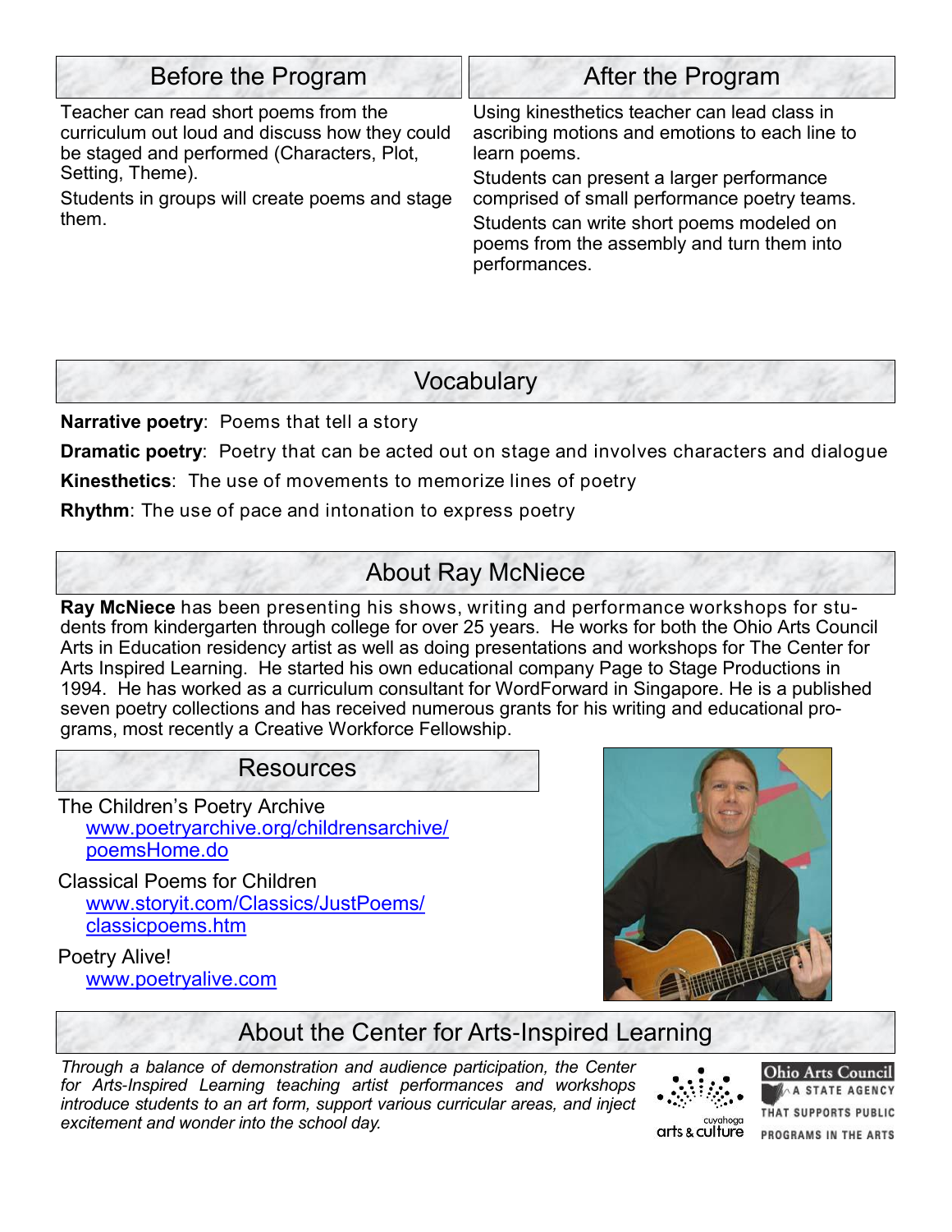## Before the Program

Teacher can read short poems from the curriculum out loud and discuss how they could be staged and performed (Characters, Plot, Setting, Theme).

Students in groups will create poems and stage them.

## After the Program

Using kinesthetics teacher can lead class in ascribing motions and emotions to each line to learn poems.

Students can present a larger performance comprised of small performance poetry teams.

Students can write short poems modeled on poems from the assembly and turn them into performances.

## Vocabulary

**Narrative poetry**: Poems that tell a story

**Dramatic poetry**: Poetry that can be acted out on stage and involves characters and dialogue

**Kinesthetics**: The use of movements to memorize lines of poetry

**Rhythm**: The use of pace and intonation to express poetry

## About Ray McNiece

**Ray McNiece** has been presenting his shows, writing and performance workshops for students from kindergarten through college for over 25 years. He works for both the Ohio Arts Council Arts in Education residency artist as well as doing presentations and workshops for The Center for Arts Inspired Learning. He started his own educational company Page to Stage Productions in 1994. He has worked as a curriculum consultant for WordForward in Singapore. He is a published seven poetry collections and has received numerous grants for his writing and educational programs, most recently a Creative Workforce Fellowship.

## Resources

The Children's Poetry Archive
[www.poetryarchive.org/childrensarchive/poemsHome.do](www.poetryarchive.org/childrensarchive/poemsHome.do)

Classical Poems for Children
[www.storyit.com/Classics/JustPoems/classicpoems.htm](www.storyit.com/Classics/JustPoems/classicpoems.htm)

Poetry Alive!
[www.poetryalive.com](www.poetryalive.com)

## About the Center for Arts-Inspired Learning

*Through a balance of demonstration and audience participation, the Center for Arts-Inspired Learning teaching artist performances and workshops introduce students to an art form, support various curricular areas, and inject excitement and wonder into the school day.*

cuyahoga arts & culture

Ohio Arts Council — A STATE AGENCY THAT SUPPORTS PUBLIC PROGRAMS IN THE ARTS